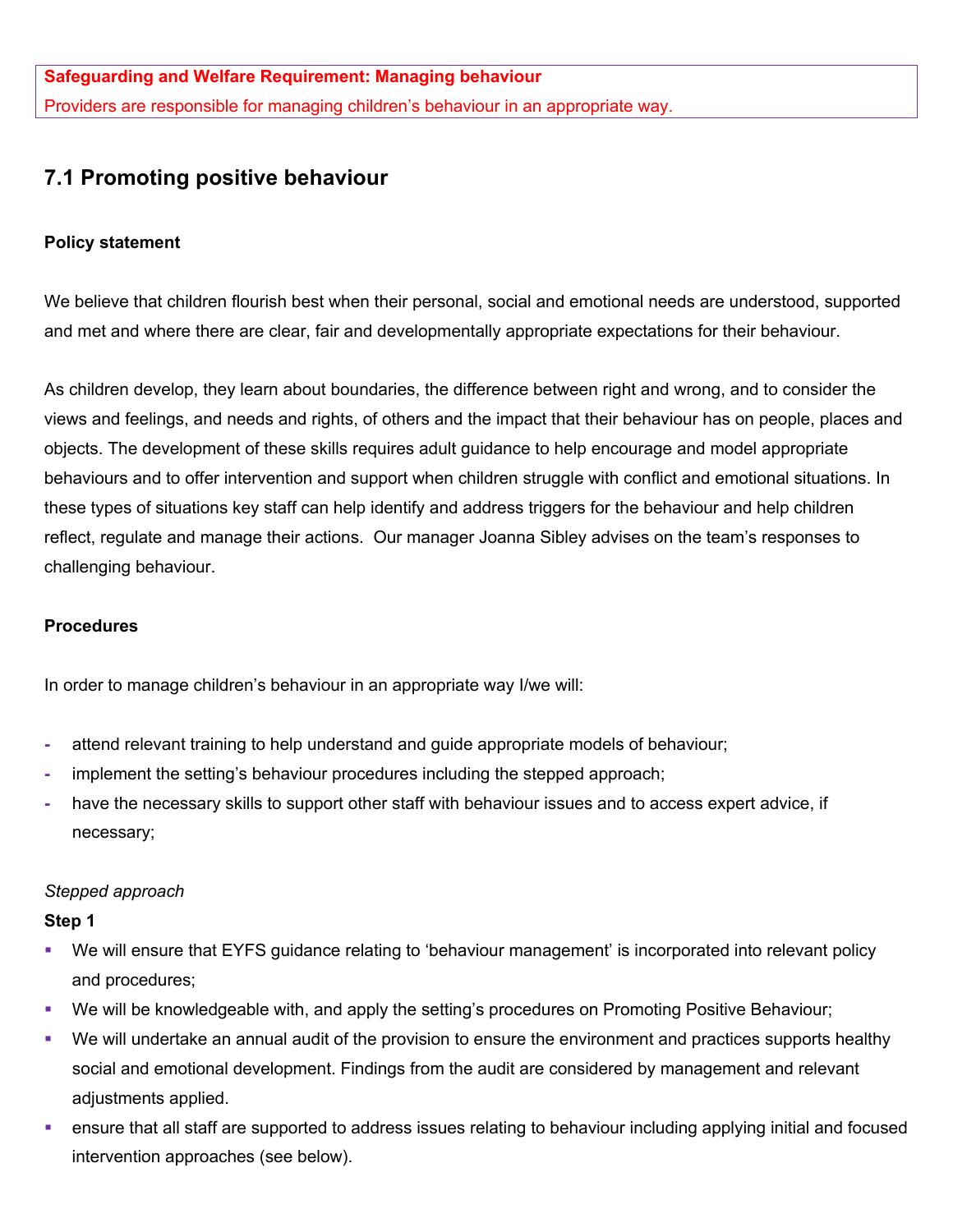**Safeguarding and Welfare Requirement: Managing behaviour**

Providers are responsible for managing children's behaviour in an appropriate way.

## 7.1 Promoting positive behaviour

**Policy statement**

We believe that children flourish best when their personal, social and emotional needs are understood, supported and met and where there are clear, fair and developmentally appropriate expectations for their behaviour.

As children develop, they learn about boundaries, the difference between right and wrong, and to consider the views and feelings, and needs and rights, of others and the impact that their behaviour has on people, places and objects. The development of these skills requires adult guidance to help encourage and model appropriate behaviours and to offer intervention and support when children struggle with conflict and emotional situations. In these types of situations key staff can help identify and address triggers for the behaviour and help children reflect, regulate and manage their actions. Our manager Joanna Sibley advises on the team's responses to challenging behaviour.

**Procedures**

In order to manage children's behaviour in an appropriate way I/we will:

- attend relevant training to help understand and guide appropriate models of behaviour;
- implement the setting's behaviour procedures including the stepped approach;
- have the necessary skills to support other staff with behaviour issues and to access expert advice, if necessary;

*Stepped approach*

**Step 1**

- We will ensure that EYFS guidance relating to 'behaviour management' is incorporated into relevant policy and procedures;
- We will be knowledgeable with, and apply the setting's procedures on Promoting Positive Behaviour;
- We will undertake an annual audit of the provision to ensure the environment and practices supports healthy social and emotional development. Findings from the audit are considered by management and relevant adjustments applied.
- ensure that all staff are supported to address issues relating to behaviour including applying initial and focused intervention approaches (see below).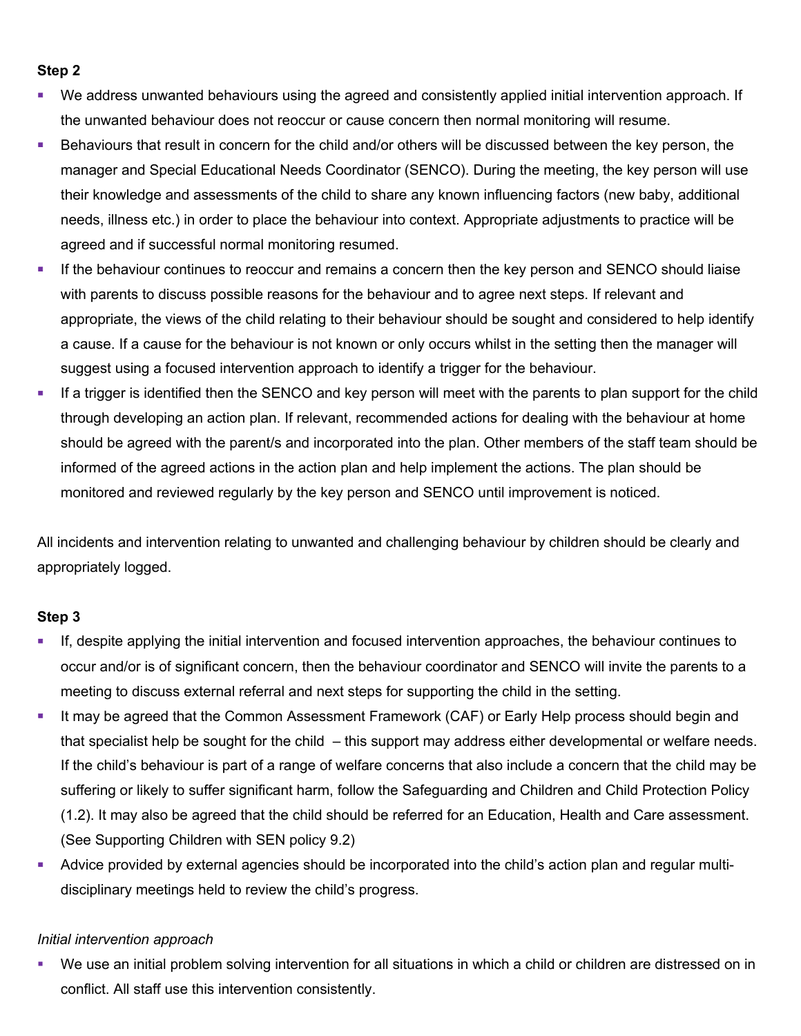**Step 2**

- We address unwanted behaviours using the agreed and consistently applied initial intervention approach. If the unwanted behaviour does not reoccur or cause concern then normal monitoring will resume.
- Behaviours that result in concern for the child and/or others will be discussed between the key person, the manager and Special Educational Needs Coordinator (SENCO). During the meeting, the key person will use their knowledge and assessments of the child to share any known influencing factors (new baby, additional needs, illness etc.) in order to place the behaviour into context. Appropriate adjustments to practice will be agreed and if successful normal monitoring resumed.
- If the behaviour continues to reoccur and remains a concern then the key person and SENCO should liaise with parents to discuss possible reasons for the behaviour and to agree next steps. If relevant and appropriate, the views of the child relating to their behaviour should be sought and considered to help identify a cause. If a cause for the behaviour is not known or only occurs whilst in the setting then the manager will suggest using a focused intervention approach to identify a trigger for the behaviour.
- If a trigger is identified then the SENCO and key person will meet with the parents to plan support for the child through developing an action plan. If relevant, recommended actions for dealing with the behaviour at home should be agreed with the parent/s and incorporated into the plan. Other members of the staff team should be informed of the agreed actions in the action plan and help implement the actions. The plan should be monitored and reviewed regularly by the key person and SENCO until improvement is noticed.

All incidents and intervention relating to unwanted and challenging behaviour by children should be clearly and appropriately logged.

**Step 3**

- If, despite applying the initial intervention and focused intervention approaches, the behaviour continues to occur and/or is of significant concern, then the behaviour coordinator and SENCO will invite the parents to a meeting to discuss external referral and next steps for supporting the child in the setting.
- It may be agreed that the Common Assessment Framework (CAF) or Early Help process should begin and that specialist help be sought for the child – this support may address either developmental or welfare needs. If the child's behaviour is part of a range of welfare concerns that also include a concern that the child may be suffering or likely to suffer significant harm, follow the Safeguarding and Children and Child Protection Policy (1.2). It may also be agreed that the child should be referred for an Education, Health and Care assessment. (See Supporting Children with SEN policy 9.2)
- Advice provided by external agencies should be incorporated into the child's action plan and regular multi-disciplinary meetings held to review the child's progress.

*Initial intervention approach*

- We use an initial problem solving intervention for all situations in which a child or children are distressed on in conflict. All staff use this intervention consistently.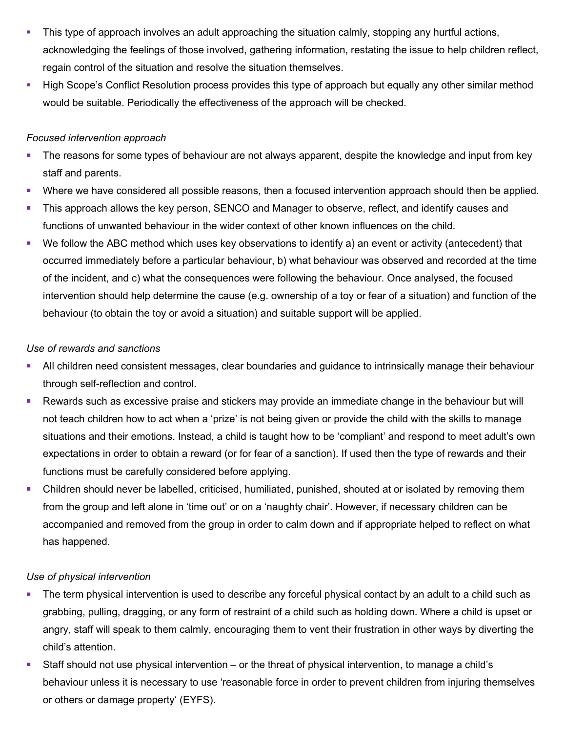- This type of approach involves an adult approaching the situation calmly, stopping any hurtful actions, acknowledging the feelings of those involved, gathering information, restating the issue to help children reflect, regain control of the situation and resolve the situation themselves.
- High Scope's Conflict Resolution process provides this type of approach but equally any other similar method would be suitable. Periodically the effectiveness of the approach will be checked.

*Focused intervention approach*

- The reasons for some types of behaviour are not always apparent, despite the knowledge and input from key staff and parents.
- Where we have considered all possible reasons, then a focused intervention approach should then be applied.
- This approach allows the key person, SENCO and Manager to observe, reflect, and identify causes and functions of unwanted behaviour in the wider context of other known influences on the child.
- We follow the ABC method which uses key observations to identify a) an event or activity (antecedent) that occurred immediately before a particular behaviour, b) what behaviour was observed and recorded at the time of the incident, and c) what the consequences were following the behaviour. Once analysed, the focused intervention should help determine the cause (e.g. ownership of a toy or fear of a situation) and function of the behaviour (to obtain the toy or avoid a situation) and suitable support will be applied.

*Use of rewards and sanctions*

- All children need consistent messages, clear boundaries and guidance to intrinsically manage their behaviour through self-reflection and control.
- Rewards such as excessive praise and stickers may provide an immediate change in the behaviour but will not teach children how to act when a 'prize' is not being given or provide the child with the skills to manage situations and their emotions. Instead, a child is taught how to be 'compliant' and respond to meet adult's own expectations in order to obtain a reward (or for fear of a sanction). If used then the type of rewards and their functions must be carefully considered before applying.
- Children should never be labelled, criticised, humiliated, punished, shouted at or isolated by removing them from the group and left alone in 'time out' or on a 'naughty chair'. However, if necessary children can be accompanied and removed from the group in order to calm down and if appropriate helped to reflect on what has happened.

*Use of physical intervention*

- The term physical intervention is used to describe any forceful physical contact by an adult to a child such as grabbing, pulling, dragging, or any form of restraint of a child such as holding down. Where a child is upset or angry, staff will speak to them calmly, encouraging them to vent their frustration in other ways by diverting the child's attention.
- Staff should not use physical intervention – or the threat of physical intervention, to manage a child's behaviour unless it is necessary to use 'reasonable force in order to prevent children from injuring themselves or others or damage property' (EYFS).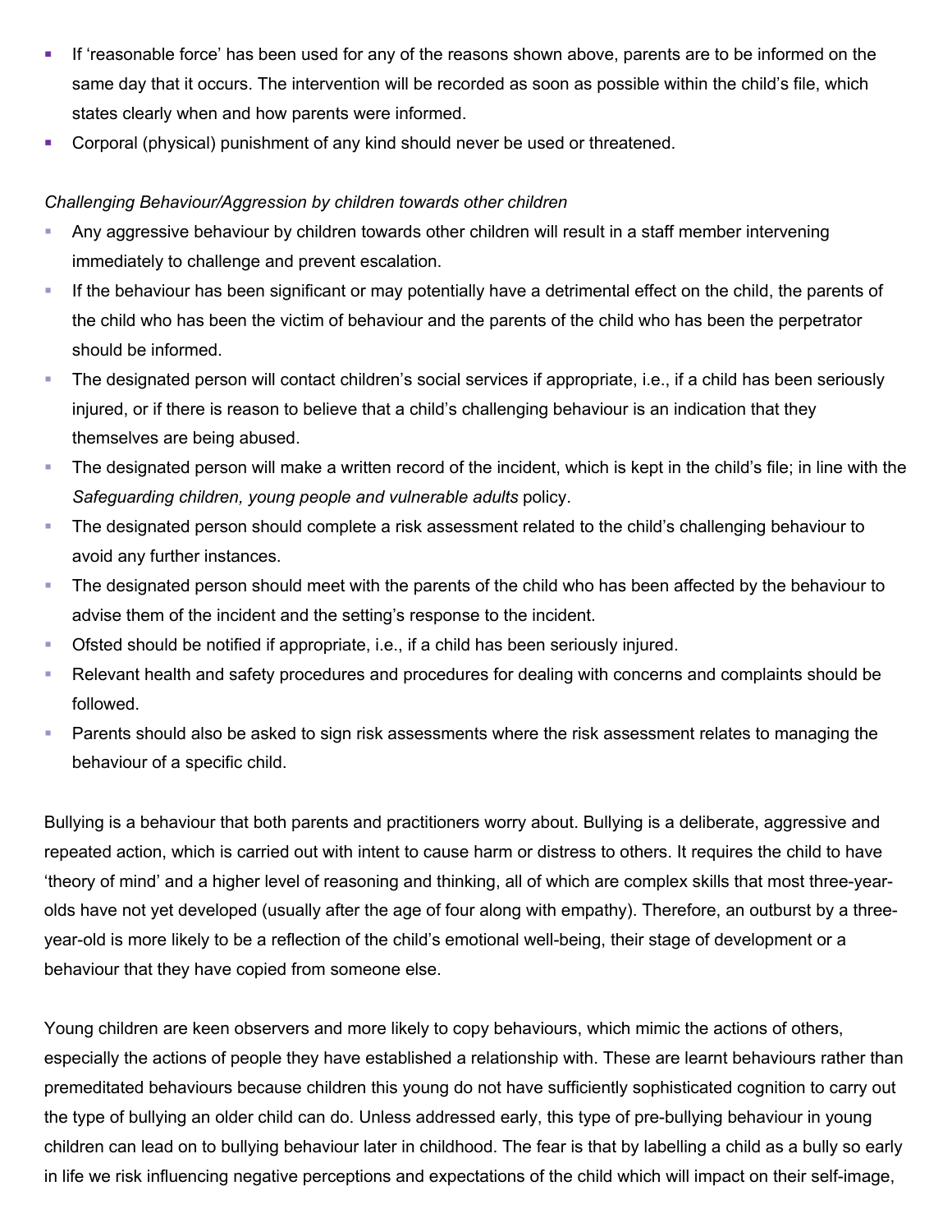- If 'reasonable force' has been used for any of the reasons shown above, parents are to be informed on the same day that it occurs. The intervention will be recorded as soon as possible within the child's file, which states clearly when and how parents were informed.
- Corporal (physical) punishment of any kind should never be used or threatened.

*Challenging Behaviour/Aggression by children towards other children*

- Any aggressive behaviour by children towards other children will result in a staff member intervening immediately to challenge and prevent escalation.
- If the behaviour has been significant or may potentially have a detrimental effect on the child, the parents of the child who has been the victim of behaviour and the parents of the child who has been the perpetrator should be informed.
- The designated person will contact children's social services if appropriate, i.e., if a child has been seriously injured, or if there is reason to believe that a child's challenging behaviour is an indication that they themselves are being abused.
- The designated person will make a written record of the incident, which is kept in the child's file; in line with the *Safeguarding children, young people and vulnerable adults* policy.
- The designated person should complete a risk assessment related to the child's challenging behaviour to avoid any further instances.
- The designated person should meet with the parents of the child who has been affected by the behaviour to advise them of the incident and the setting's response to the incident.
- Ofsted should be notified if appropriate, i.e., if a child has been seriously injured.
- Relevant health and safety procedures and procedures for dealing with concerns and complaints should be followed.
- Parents should also be asked to sign risk assessments where the risk assessment relates to managing the behaviour of a specific child.

Bullying is a behaviour that both parents and practitioners worry about. Bullying is a deliberate, aggressive and repeated action, which is carried out with intent to cause harm or distress to others. It requires the child to have 'theory of mind' and a higher level of reasoning and thinking, all of which are complex skills that most three-year-olds have not yet developed (usually after the age of four along with empathy). Therefore, an outburst by a three-year-old is more likely to be a reflection of the child's emotional well-being, their stage of development or a behaviour that they have copied from someone else.

Young children are keen observers and more likely to copy behaviours, which mimic the actions of others, especially the actions of people they have established a relationship with. These are learnt behaviours rather than premeditated behaviours because children this young do not have sufficiently sophisticated cognition to carry out the type of bullying an older child can do. Unless addressed early, this type of pre-bullying behaviour in young children can lead on to bullying behaviour later in childhood. The fear is that by labelling a child as a bully so early in life we risk influencing negative perceptions and expectations of the child which will impact on their self-image,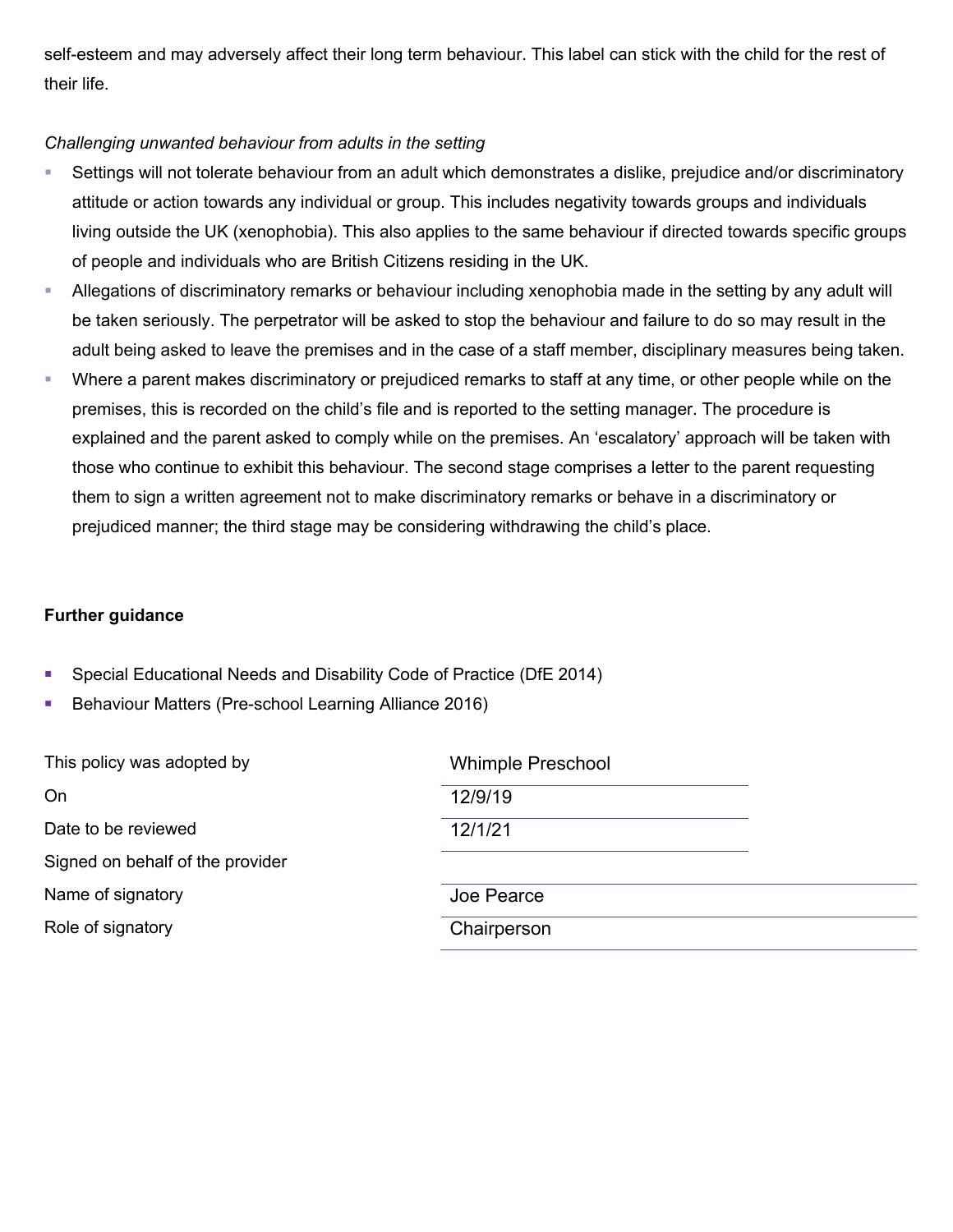self-esteem and may adversely affect their long term behaviour. This label can stick with the child for the rest of their life.

*Challenging unwanted behaviour from adults in the setting*

- Settings will not tolerate behaviour from an adult which demonstrates a dislike, prejudice and/or discriminatory attitude or action towards any individual or group. This includes negativity towards groups and individuals living outside the UK (xenophobia). This also applies to the same behaviour if directed towards specific groups of people and individuals who are British Citizens residing in the UK.
- Allegations of discriminatory remarks or behaviour including xenophobia made in the setting by any adult will be taken seriously. The perpetrator will be asked to stop the behaviour and failure to do so may result in the adult being asked to leave the premises and in the case of a staff member, disciplinary measures being taken.
- Where a parent makes discriminatory or prejudiced remarks to staff at any time, or other people while on the premises, this is recorded on the child's file and is reported to the setting manager. The procedure is explained and the parent asked to comply while on the premises. An 'escalatory' approach will be taken with those who continue to exhibit this behaviour. The second stage comprises a letter to the parent requesting them to sign a written agreement not to make discriminatory remarks or behave in a discriminatory or prejudiced manner; the third stage may be considering withdrawing the child's place.

**Further guidance**

- Special Educational Needs and Disability Code of Practice (DfE 2014)
- Behaviour Matters (Pre-school Learning Alliance 2016)

| | |
|---|---|
| This policy was adopted by | Whimple Preschool |
| On | 12/9/19 |
| Date to be reviewed | 12/1/21 |
| Signed on behalf of the provider | |
| Name of signatory | Joe Pearce |
| Role of signatory | Chairperson |